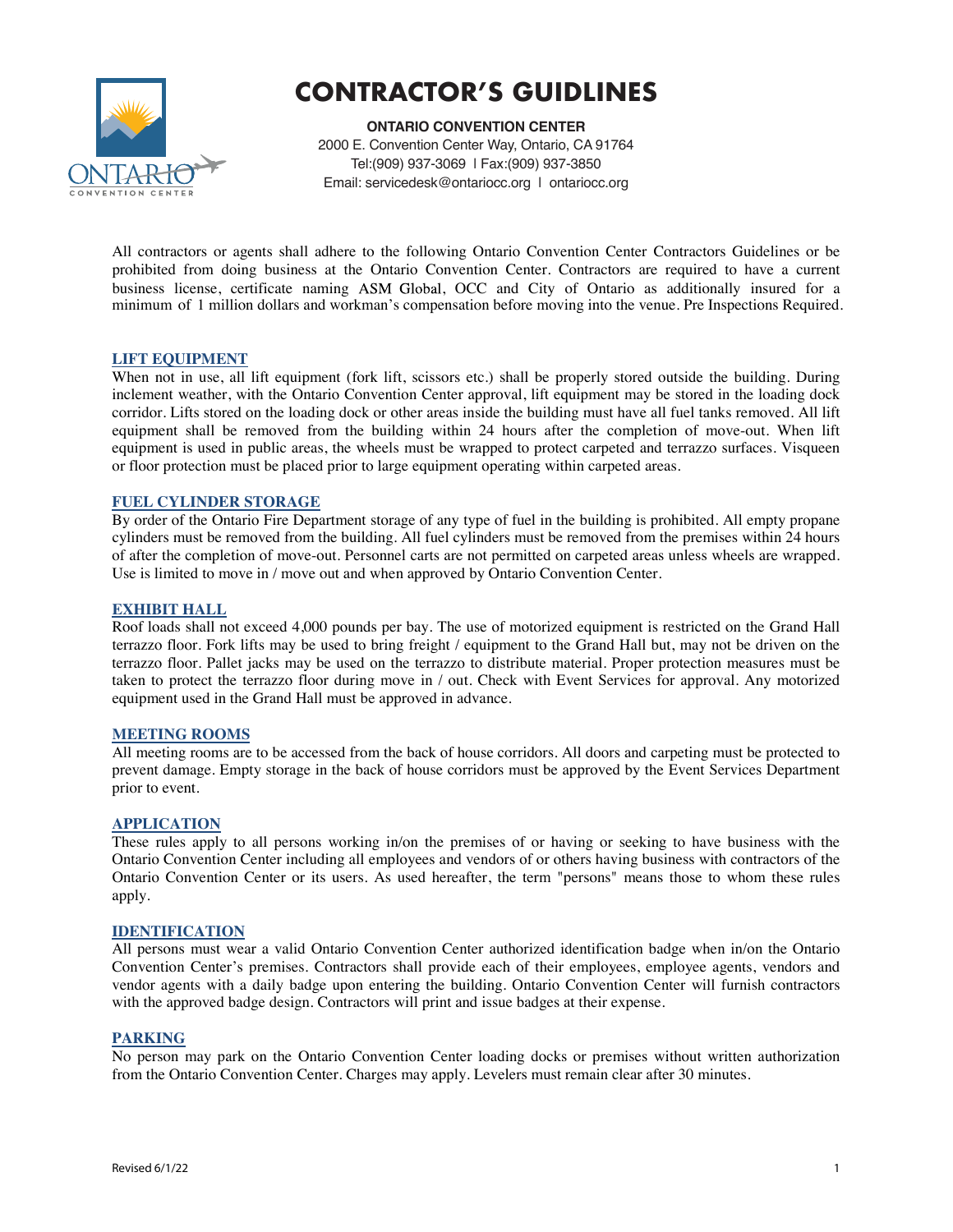# CONTRACTOR'S GUIDLINES

**ONTARIO CONVENTION CENTER**
2000 E. Convention Center Way, Ontario, CA 91764
Tel:(909) 937-3069 | Fax:(909) 937-3850
Email: servicedesk@ontariocc.org | ontariocc.org

All contractors or agents shall adhere to the following Ontario Convention Center Contractors Guidelines or be prohibited from doing business at the Ontario Convention Center. Contractors are required to have a current business license, certificate naming ASM Global, OCC and City of Ontario as additionally insured for a minimum of 1 million dollars and workman's compensation before moving into the venue. Pre Inspections Required.

## LIFT EQUIPMENT

When not in use, all lift equipment (fork lift, scissors etc.) shall be properly stored outside the building. During inclement weather, with the Ontario Convention Center approval, lift equipment may be stored in the loading dock corridor. Lifts stored on the loading dock or other areas inside the building must have all fuel tanks removed. All lift equipment shall be removed from the building within 24 hours after the completion of move-out. When lift equipment is used in public areas, the wheels must be wrapped to protect carpeted and terrazzo surfaces. Visqueen or floor protection must be placed prior to large equipment operating within carpeted areas.

## FUEL CYLINDER STORAGE

By order of the Ontario Fire Department storage of any type of fuel in the building is prohibited. All empty propane cylinders must be removed from the building. All fuel cylinders must be removed from the premises within 24 hours of after the completion of move-out. Personnel carts are not permitted on carpeted areas unless wheels are wrapped. Use is limited to move in / move out and when approved by Ontario Convention Center.

## EXHIBIT HALL

Roof loads shall not exceed 4,000 pounds per bay. The use of motorized equipment is restricted on the Grand Hall terrazzo floor. Fork lifts may be used to bring freight / equipment to the Grand Hall but, may not be driven on the terrazzo floor. Pallet jacks may be used on the terrazzo to distribute material. Proper protection measures must be taken to protect the terrazzo floor during move in / out. Check with Event Services for approval. Any motorized equipment used in the Grand Hall must be approved in advance.

## MEETING ROOMS

All meeting rooms are to be accessed from the back of house corridors. All doors and carpeting must be protected to prevent damage. Empty storage in the back of house corridors must be approved by the Event Services Department prior to event.

## APPLICATION

These rules apply to all persons working in/on the premises of or having or seeking to have business with the Ontario Convention Center including all employees and vendors of or others having business with contractors of the Ontario Convention Center or its users. As used hereafter, the term "persons" means those to whom these rules apply.

## IDENTIFICATION

All persons must wear a valid Ontario Convention Center authorized identification badge when in/on the Ontario Convention Center's premises. Contractors shall provide each of their employees, employee agents, vendors and vendor agents with a daily badge upon entering the building. Ontario Convention Center will furnish contractors with the approved badge design. Contractors will print and issue badges at their expense.

## PARKING

No person may park on the Ontario Convention Center loading docks or premises without written authorization from the Ontario Convention Center. Charges may apply. Levelers must remain clear after 30 minutes.

Revised 6/1/22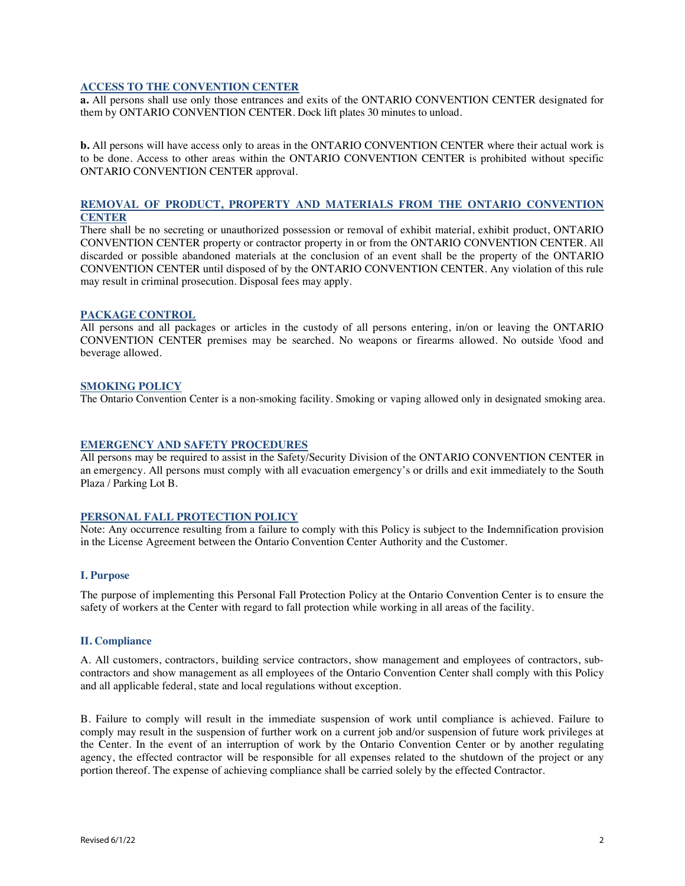## ACCESS TO THE CONVENTION CENTER

**a.** All persons shall use only those entrances and exits of the ONTARIO CONVENTION CENTER designated for them by ONTARIO CONVENTION CENTER. Dock lift plates 30 minutes to unload.

**b.** All persons will have access only to areas in the ONTARIO CONVENTION CENTER where their actual work is to be done. Access to other areas within the ONTARIO CONVENTION CENTER is prohibited without specific ONTARIO CONVENTION CENTER approval.

## REMOVAL OF PRODUCT, PROPERTY AND MATERIALS FROM THE ONTARIO CONVENTION CENTER

There shall be no secreting or unauthorized possession or removal of exhibit material, exhibit product, ONTARIO CONVENTION CENTER property or contractor property in or from the ONTARIO CONVENTION CENTER. All discarded or possible abandoned materials at the conclusion of an event shall be the property of the ONTARIO CONVENTION CENTER until disposed of by the ONTARIO CONVENTION CENTER. Any violation of this rule may result in criminal prosecution. Disposal fees may apply.

## PACKAGE CONTROL

All persons and all packages or articles in the custody of all persons entering, in/on or leaving the ONTARIO CONVENTION CENTER premises may be searched. No weapons or firearms allowed. No outside \food and beverage allowed.

## SMOKING POLICY

The Ontario Convention Center is a non-smoking facility. Smoking or vaping allowed only in designated smoking area.

## EMERGENCY AND SAFETY PROCEDURES

All persons may be required to assist in the Safety/Security Division of the ONTARIO CONVENTION CENTER in an emergency. All persons must comply with all evacuation emergency's or drills and exit immediately to the South Plaza / Parking Lot B.

## PERSONAL FALL PROTECTION POLICY

Note: Any occurrence resulting from a failure to comply with this Policy is subject to the Indemnification provision in the License Agreement between the Ontario Convention Center Authority and the Customer.

### I. Purpose

The purpose of implementing this Personal Fall Protection Policy at the Ontario Convention Center is to ensure the safety of workers at the Center with regard to fall protection while working in all areas of the facility.

### II. Compliance

A. All customers, contractors, building service contractors, show management and employees of contractors, sub-contractors and show management as all employees of the Ontario Convention Center shall comply with this Policy and all applicable federal, state and local regulations without exception.

B. Failure to comply will result in the immediate suspension of work until compliance is achieved. Failure to comply may result in the suspension of further work on a current job and/or suspension of future work privileges at the Center. In the event of an interruption of work by the Ontario Convention Center or by another regulating agency, the effected contractor will be responsible for all expenses related to the shutdown of the project or any portion thereof. The expense of achieving compliance shall be carried solely by the effected Contractor.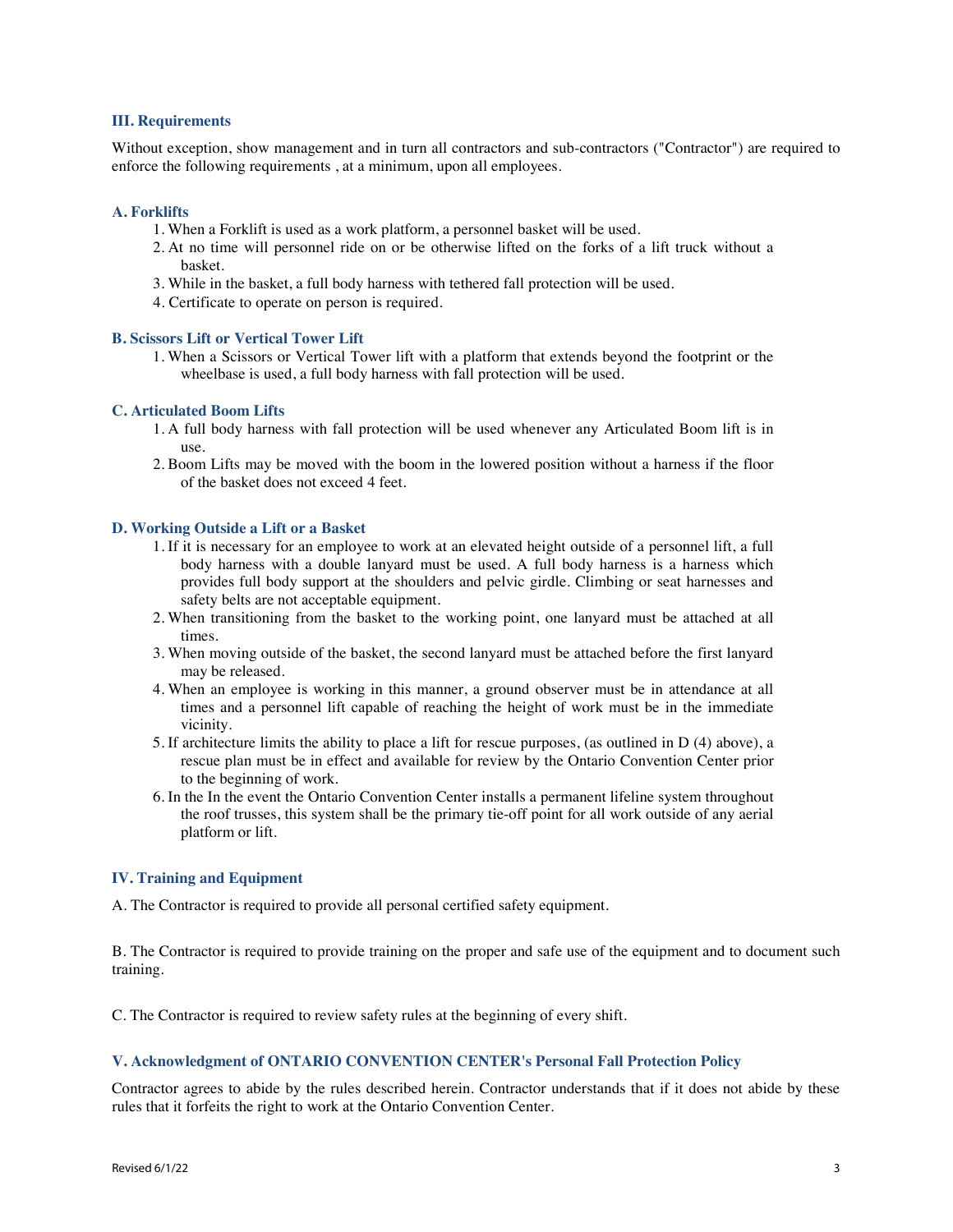### III. Requirements

Without exception, show management and in turn all contractors and sub-contractors ("Contractor") are required to enforce the following requirements , at a minimum, upon all employees.

#### A. Forklifts

1. When a Forklift is used as a work platform, a personnel basket will be used.
2. At no time will personnel ride on or be otherwise lifted on the forks of a lift truck without a basket.
3. While in the basket, a full body harness with tethered fall protection will be used.
4. Certificate to operate on person is required.

#### B. Scissors Lift or Vertical Tower Lift

1. When a Scissors or Vertical Tower lift with a platform that extends beyond the footprint or the wheelbase is used, a full body harness with fall protection will be used.

#### C. Articulated Boom Lifts

1. A full body harness with fall protection will be used whenever any Articulated Boom lift is in use.
2. Boom Lifts may be moved with the boom in the lowered position without a harness if the floor of the basket does not exceed 4 feet.

#### D. Working Outside a Lift or a Basket

1. If it is necessary for an employee to work at an elevated height outside of a personnel lift, a full body harness with a double lanyard must be used. A full body harness is a harness which provides full body support at the shoulders and pelvic girdle. Climbing or seat harnesses and safety belts are not acceptable equipment.
2. When transitioning from the basket to the working point, one lanyard must be attached at all times.
3. When moving outside of the basket, the second lanyard must be attached before the first lanyard may be released.
4. When an employee is working in this manner, a ground observer must be in attendance at all times and a personnel lift capable of reaching the height of work must be in the immediate vicinity.
5. If architecture limits the ability to place a lift for rescue purposes, (as outlined in D (4) above), a rescue plan must be in effect and available for review by the Ontario Convention Center prior to the beginning of work.
6. In the In the event the Ontario Convention Center installs a permanent lifeline system throughout the roof trusses, this system shall be the primary tie-off point for all work outside of any aerial platform or lift.

### IV. Training and Equipment

A. The Contractor is required to provide all personal certified safety equipment.

B. The Contractor is required to provide training on the proper and safe use of the equipment and to document such training.

C. The Contractor is required to review safety rules at the beginning of every shift.

### V. Acknowledgment of ONTARIO CONVENTION CENTER's Personal Fall Protection Policy

Contractor agrees to abide by the rules described herein. Contractor understands that if it does not abide by these rules that it forfeits the right to work at the Ontario Convention Center.

Revised 6/1/22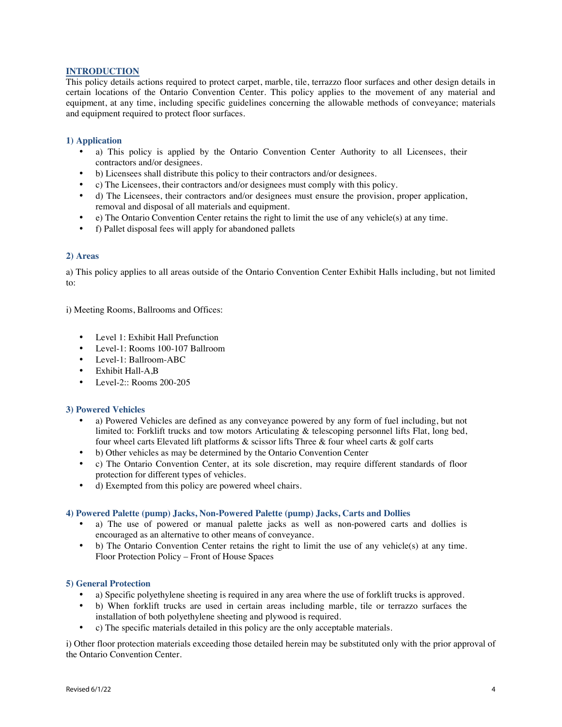## INTRODUCTION

This policy details actions required to protect carpet, marble, tile, terrazzo floor surfaces and other design details in certain locations of the Ontario Convention Center. This policy applies to the movement of any material and equipment, at any time, including specific guidelines concerning the allowable methods of conveyance; materials and equipment required to protect floor surfaces.

### 1) Application

- a) This policy is applied by the Ontario Convention Center Authority to all Licensees, their contractors and/or designees.
- b) Licensees shall distribute this policy to their contractors and/or designees.
- c) The Licensees, their contractors and/or designees must comply with this policy.
- d) The Licensees, their contractors and/or designees must ensure the provision, proper application, removal and disposal of all materials and equipment.
- e) The Ontario Convention Center retains the right to limit the use of any vehicle(s) at any time.
- f) Pallet disposal fees will apply for abandoned pallets

### 2) Areas

a) This policy applies to all areas outside of the Ontario Convention Center Exhibit Halls including, but not limited to:

i) Meeting Rooms, Ballrooms and Offices:

- Level 1: Exhibit Hall Prefunction
- Level-1: Rooms 100-107 Ballroom
- Level-1: Ballroom-ABC
- Exhibit Hall-A,B
- Level-2:: Rooms 200-205

### 3) Powered Vehicles

- a) Powered Vehicles are defined as any conveyance powered by any form of fuel including, but not limited to: Forklift trucks and tow motors Articulating & telescoping personnel lifts Flat, long bed, four wheel carts Elevated lift platforms & scissor lifts Three & four wheel carts & golf carts
- b) Other vehicles as may be determined by the Ontario Convention Center
- c) The Ontario Convention Center, at its sole discretion, may require different standards of floor protection for different types of vehicles.
- d) Exempted from this policy are powered wheel chairs.

### 4) Powered Palette (pump) Jacks, Non-Powered Palette (pump) Jacks, Carts and Dollies

- a) The use of powered or manual palette jacks as well as non-powered carts and dollies is encouraged as an alternative to other means of conveyance.
- b) The Ontario Convention Center retains the right to limit the use of any vehicle(s) at any time. Floor Protection Policy – Front of House Spaces

### 5) General Protection

- a) Specific polyethylene sheeting is required in any area where the use of forklift trucks is approved.
- b) When forklift trucks are used in certain areas including marble, tile or terrazzo surfaces the installation of both polyethylene sheeting and plywood is required.
- c) The specific materials detailed in this policy are the only acceptable materials.

i) Other floor protection materials exceeding those detailed herein may be substituted only with the prior approval of the Ontario Convention Center.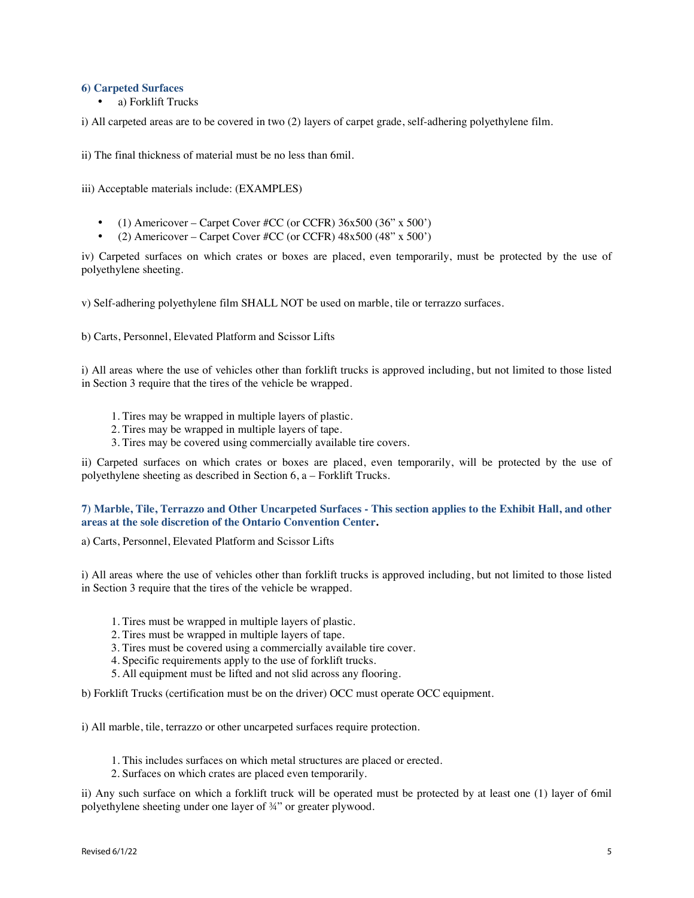### 6) Carpeted Surfaces

- a) Forklift Trucks

i) All carpeted areas are to be covered in two (2) layers of carpet grade, self-adhering polyethylene film.

ii) The final thickness of material must be no less than 6mil.

iii) Acceptable materials include: (EXAMPLES)

- (1) Americover – Carpet Cover #CC (or CCFR) 36x500 (36" x 500')
- (2) Americover – Carpet Cover #CC (or CCFR) 48x500 (48" x 500')

iv) Carpeted surfaces on which crates or boxes are placed, even temporarily, must be protected by the use of polyethylene sheeting.

v) Self-adhering polyethylene film SHALL NOT be used on marble, tile or terrazzo surfaces.

b) Carts, Personnel, Elevated Platform and Scissor Lifts

i) All areas where the use of vehicles other than forklift trucks is approved including, but not limited to those listed in Section 3 require that the tires of the vehicle be wrapped.

1. Tires may be wrapped in multiple layers of plastic.
2. Tires may be wrapped in multiple layers of tape.
3. Tires may be covered using commercially available tire covers.

ii) Carpeted surfaces on which crates or boxes are placed, even temporarily, will be protected by the use of polyethylene sheeting as described in Section 6, a – Forklift Trucks.

### 7) Marble, Tile, Terrazzo and Other Uncarpeted Surfaces - This section applies to the Exhibit Hall, and other areas at the sole discretion of the Ontario Convention Center.

a) Carts, Personnel, Elevated Platform and Scissor Lifts

i) All areas where the use of vehicles other than forklift trucks is approved including, but not limited to those listed in Section 3 require that the tires of the vehicle be wrapped.

1. Tires must be wrapped in multiple layers of plastic.
2. Tires must be wrapped in multiple layers of tape.
3. Tires must be covered using a commercially available tire cover.
4. Specific requirements apply to the use of forklift trucks.
5. All equipment must be lifted and not slid across any flooring.

b) Forklift Trucks (certification must be on the driver) OCC must operate OCC equipment.

i) All marble, tile, terrazzo or other uncarpeted surfaces require protection.

1. This includes surfaces on which metal structures are placed or erected.
2. Surfaces on which crates are placed even temporarily.

ii) Any such surface on which a forklift truck will be operated must be protected by at least one (1) layer of 6mil polyethylene sheeting under one layer of ¾" or greater plywood.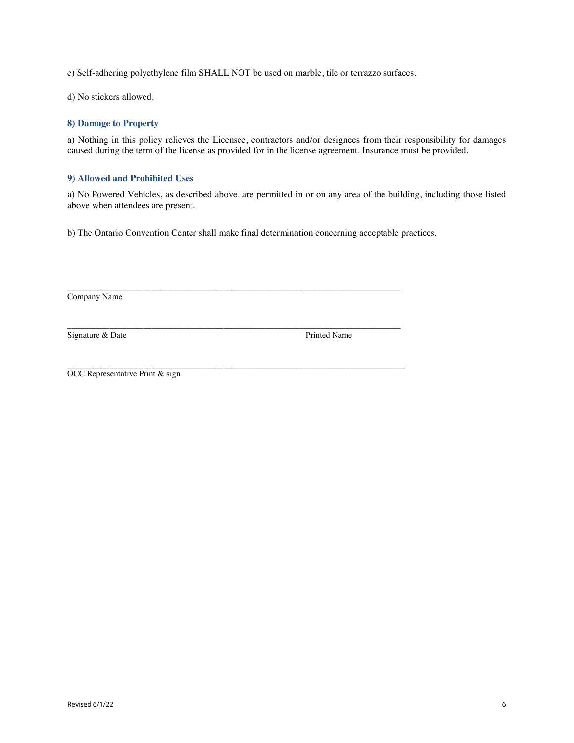c) Self-adhering polyethylene film SHALL NOT be used on marble, tile or terrazzo surfaces.

d) No stickers allowed.

### 8) Damage to Property

a) Nothing in this policy relieves the Licensee, contractors and/or designees from their responsibility for damages caused during the term of the license as provided for in the license agreement. Insurance must be provided.

### 9) Allowed and Prohibited Uses

a) No Powered Vehicles, as described above, are permitted in or on any area of the building, including those listed above when attendees are present.

b) The Ontario Convention Center shall make final determination concerning acceptable practices.

\_\_\_\_\_\_\_\_\_\_\_\_\_\_\_\_\_\_\_\_\_\_\_\_\_\_\_\_\_\_\_\_\_\_\_\_\_\_\_\_\_\_\_\_\_\_\_\_\_\_\_\_\_\_\_\_\_\_\_\_\_\_\_\_\_\_\_\_\_\_\_\_\_\_\_\_\_\_
Company Name

\_\_\_\_\_\_\_\_\_\_\_\_\_\_\_\_\_\_\_\_\_\_\_\_\_\_\_\_\_\_\_\_\_\_\_\_\_\_\_\_\_\_\_\_\_\_\_\_\_\_\_\_\_\_\_\_\_\_\_\_\_\_\_\_\_\_\_\_\_\_\_\_\_\_\_\_\_\_
Signature & Date                                        Printed Name

\_\_\_\_\_\_\_\_\_\_\_\_\_\_\_\_\_\_\_\_\_\_\_\_\_\_\_\_\_\_\_\_\_\_\_\_\_\_\_\_\_\_\_\_\_\_\_\_\_\_\_\_\_\_\_\_\_\_\_\_\_\_\_\_\_\_\_\_\_\_\_\_\_\_\_\_\_\_
OCC Representative Print & sign

Revised 6/1/22